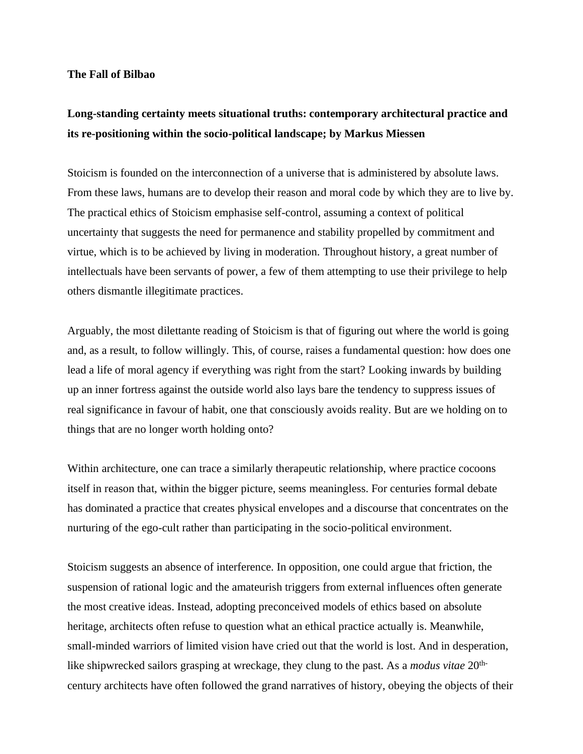**The Fall of Bilbao**

**Long-standing certainty meets situational truths: contemporary architectural practice and its re-positioning within the socio-political landscape; by Markus Miessen**

Stoicism is founded on the interconnection of a universe that is administered by absolute laws. From these laws, humans are to develop their reason and moral code by which they are to live by. The practical ethics of Stoicism emphasise self-control, assuming a context of political uncertainty that suggests the need for permanence and stability propelled by commitment and virtue, which is to be achieved by living in moderation. Throughout history, a great number of intellectuals have been servants of power, a few of them attempting to use their privilege to help others dismantle illegitimate practices.

Arguably, the most dilettante reading of Stoicism is that of figuring out where the world is going and, as a result, to follow willingly. This, of course, raises a fundamental question: how does one lead a life of moral agency if everything was right from the start? Looking inwards by building up an inner fortress against the outside world also lays bare the tendency to suppress issues of real significance in favour of habit, one that consciously avoids reality. But are we holding on to things that are no longer worth holding onto?

Within architecture, one can trace a similarly therapeutic relationship, where practice cocoons itself in reason that, within the bigger picture, seems meaningless. For centuries formal debate has dominated a practice that creates physical envelopes and a discourse that concentrates on the nurturing of the ego-cult rather than participating in the socio-political environment.

Stoicism suggests an absence of interference. In opposition, one could argue that friction, the suspension of rational logic and the amateurish triggers from external influences often generate the most creative ideas. Instead, adopting preconceived models of ethics based on absolute heritage, architects often refuse to question what an ethical practice actually is. Meanwhile, small-minded warriors of limited vision have cried out that the world is lost. And in desperation, like shipwrecked sailors grasping at wreckage, they clung to the past. As a *modus vitae* 20th-century architects have often followed the grand narratives of history, obeying the objects of their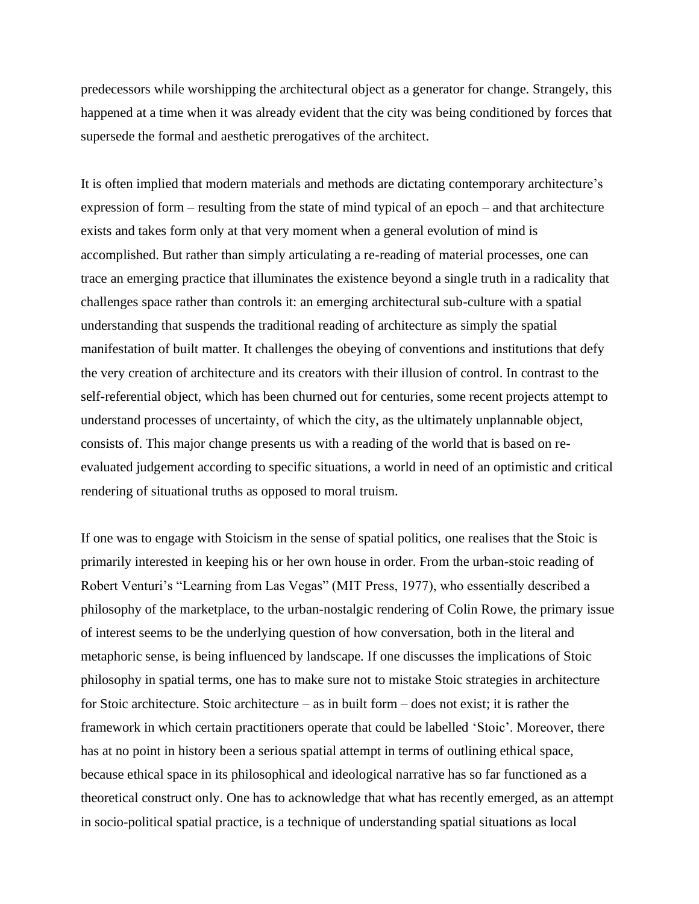predecessors while worshipping the architectural object as a generator for change. Strangely, this happened at a time when it was already evident that the city was being conditioned by forces that supersede the formal and aesthetic prerogatives of the architect.

It is often implied that modern materials and methods are dictating contemporary architecture's expression of form – resulting from the state of mind typical of an epoch – and that architecture exists and takes form only at that very moment when a general evolution of mind is accomplished. But rather than simply articulating a re-reading of material processes, one can trace an emerging practice that illuminates the existence beyond a single truth in a radicality that challenges space rather than controls it: an emerging architectural sub-culture with a spatial understanding that suspends the traditional reading of architecture as simply the spatial manifestation of built matter. It challenges the obeying of conventions and institutions that defy the very creation of architecture and its creators with their illusion of control. In contrast to the self-referential object, which has been churned out for centuries, some recent projects attempt to understand processes of uncertainty, of which the city, as the ultimately unplannable object, consists of. This major change presents us with a reading of the world that is based on re-evaluated judgement according to specific situations, a world in need of an optimistic and critical rendering of situational truths as opposed to moral truism.

If one was to engage with Stoicism in the sense of spatial politics, one realises that the Stoic is primarily interested in keeping his or her own house in order. From the urban-stoic reading of Robert Venturi's "Learning from Las Vegas" (MIT Press, 1977), who essentially described a philosophy of the marketplace, to the urban-nostalgic rendering of Colin Rowe, the primary issue of interest seems to be the underlying question of how conversation, both in the literal and metaphoric sense, is being influenced by landscape. If one discusses the implications of Stoic philosophy in spatial terms, one has to make sure not to mistake Stoic strategies in architecture for Stoic architecture. Stoic architecture – as in built form – does not exist; it is rather the framework in which certain practitioners operate that could be labelled 'Stoic'. Moreover, there has at no point in history been a serious spatial attempt in terms of outlining ethical space, because ethical space in its philosophical and ideological narrative has so far functioned as a theoretical construct only. One has to acknowledge that what has recently emerged, as an attempt in socio-political spatial practice, is a technique of understanding spatial situations as local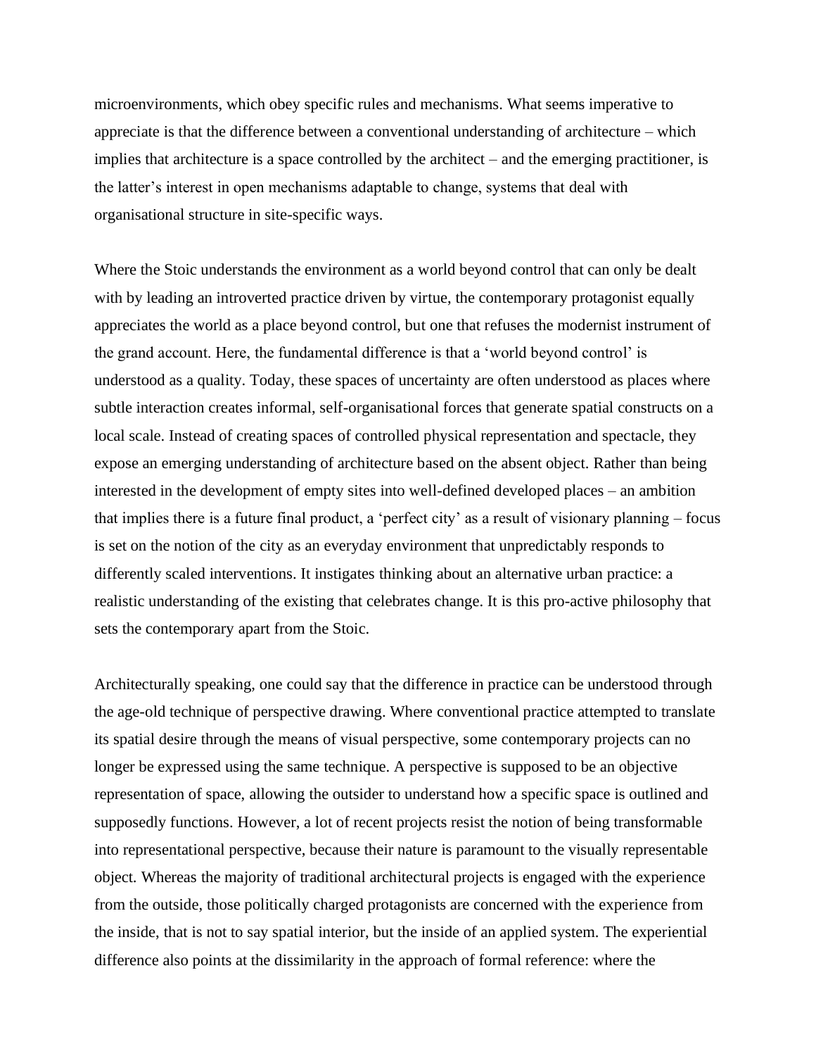microenvironments, which obey specific rules and mechanisms. What seems imperative to appreciate is that the difference between a conventional understanding of architecture – which implies that architecture is a space controlled by the architect – and the emerging practitioner, is the latter's interest in open mechanisms adaptable to change, systems that deal with organisational structure in site-specific ways.

Where the Stoic understands the environment as a world beyond control that can only be dealt with by leading an introverted practice driven by virtue, the contemporary protagonist equally appreciates the world as a place beyond control, but one that refuses the modernist instrument of the grand account. Here, the fundamental difference is that a 'world beyond control' is understood as a quality. Today, these spaces of uncertainty are often understood as places where subtle interaction creates informal, self-organisational forces that generate spatial constructs on a local scale. Instead of creating spaces of controlled physical representation and spectacle, they expose an emerging understanding of architecture based on the absent object. Rather than being interested in the development of empty sites into well-defined developed places – an ambition that implies there is a future final product, a 'perfect city' as a result of visionary planning – focus is set on the notion of the city as an everyday environment that unpredictably responds to differently scaled interventions. It instigates thinking about an alternative urban practice: a realistic understanding of the existing that celebrates change. It is this pro-active philosophy that sets the contemporary apart from the Stoic.

Architecturally speaking, one could say that the difference in practice can be understood through the age-old technique of perspective drawing. Where conventional practice attempted to translate its spatial desire through the means of visual perspective, some contemporary projects can no longer be expressed using the same technique. A perspective is supposed to be an objective representation of space, allowing the outsider to understand how a specific space is outlined and supposedly functions. However, a lot of recent projects resist the notion of being transformable into representational perspective, because their nature is paramount to the visually representable object. Whereas the majority of traditional architectural projects is engaged with the experience from the outside, those politically charged protagonists are concerned with the experience from the inside, that is not to say spatial interior, but the inside of an applied system. The experiential difference also points at the dissimilarity in the approach of formal reference: where the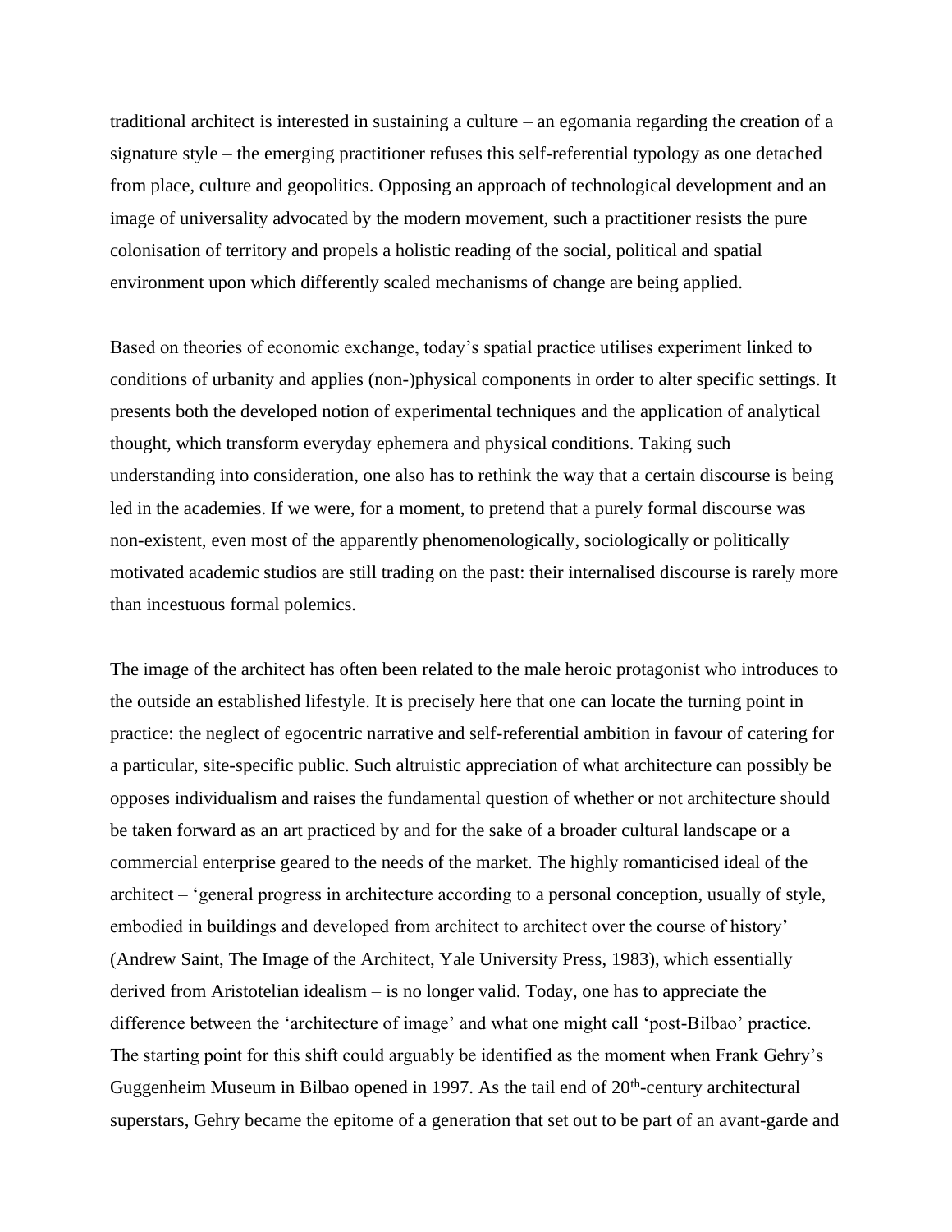traditional architect is interested in sustaining a culture – an egomania regarding the creation of a signature style – the emerging practitioner refuses this self-referential typology as one detached from place, culture and geopolitics. Opposing an approach of technological development and an image of universality advocated by the modern movement, such a practitioner resists the pure colonisation of territory and propels a holistic reading of the social, political and spatial environment upon which differently scaled mechanisms of change are being applied.

Based on theories of economic exchange, today's spatial practice utilises experiment linked to conditions of urbanity and applies (non-)physical components in order to alter specific settings. It presents both the developed notion of experimental techniques and the application of analytical thought, which transform everyday ephemera and physical conditions. Taking such understanding into consideration, one also has to rethink the way that a certain discourse is being led in the academies. If we were, for a moment, to pretend that a purely formal discourse was non-existent, even most of the apparently phenomenologically, sociologically or politically motivated academic studios are still trading on the past: their internalised discourse is rarely more than incestuous formal polemics.

The image of the architect has often been related to the male heroic protagonist who introduces to the outside an established lifestyle. It is precisely here that one can locate the turning point in practice: the neglect of egocentric narrative and self-referential ambition in favour of catering for a particular, site-specific public. Such altruistic appreciation of what architecture can possibly be opposes individualism and raises the fundamental question of whether or not architecture should be taken forward as an art practiced by and for the sake of a broader cultural landscape or a commercial enterprise geared to the needs of the market. The highly romanticised ideal of the architect – 'general progress in architecture according to a personal conception, usually of style, embodied in buildings and developed from architect to architect over the course of history' (Andrew Saint, The Image of the Architect, Yale University Press, 1983), which essentially derived from Aristotelian idealism – is no longer valid. Today, one has to appreciate the difference between the 'architecture of image' and what one might call 'post-Bilbao' practice. The starting point for this shift could arguably be identified as the moment when Frank Gehry's Guggenheim Museum in Bilbao opened in 1997. As the tail end of 20th-century architectural superstars, Gehry became the epitome of a generation that set out to be part of an avant-garde and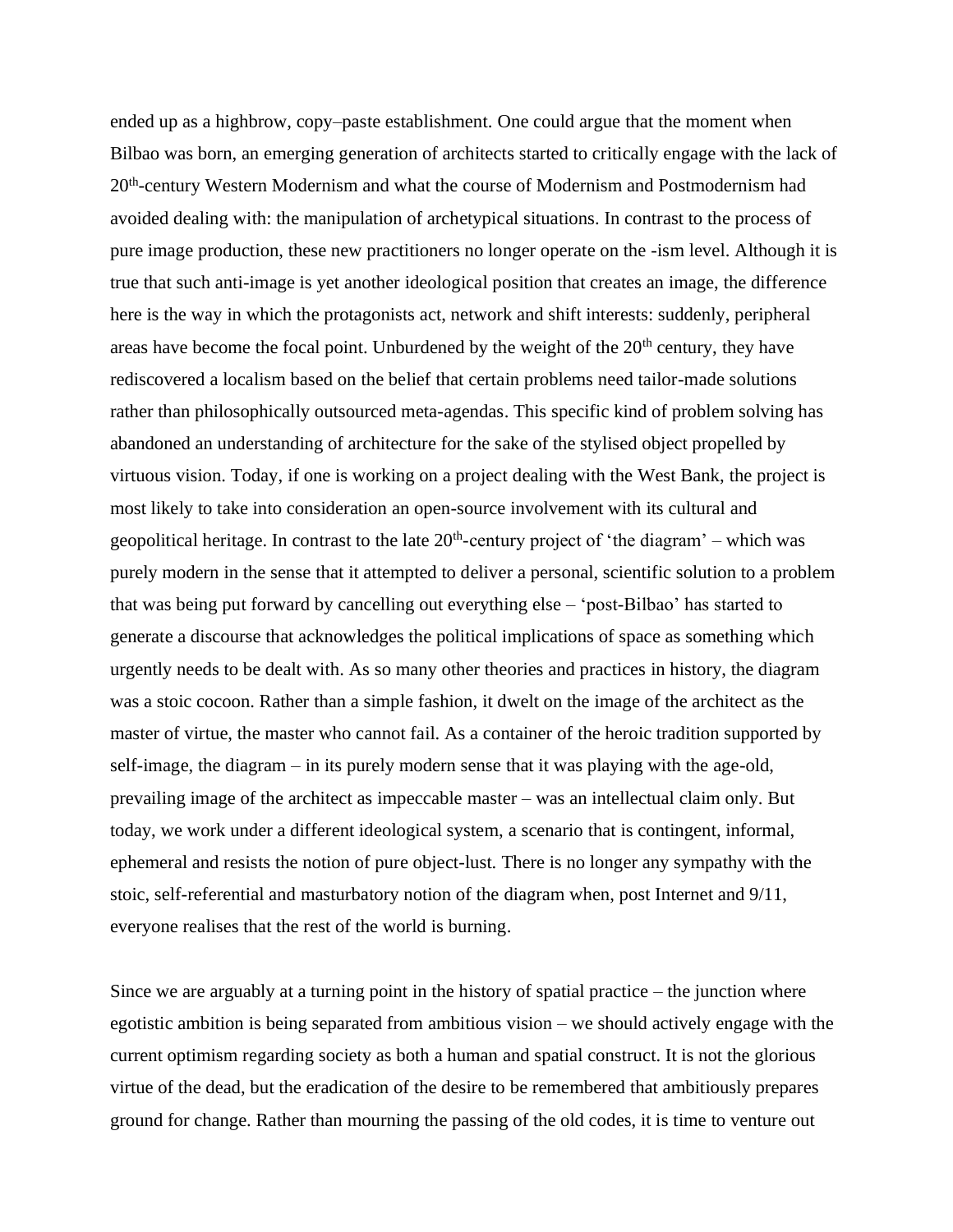ended up as a highbrow, copy–paste establishment. One could argue that the moment when Bilbao was born, an emerging generation of architects started to critically engage with the lack of 20th-century Western Modernism and what the course of Modernism and Postmodernism had avoided dealing with: the manipulation of archetypical situations. In contrast to the process of pure image production, these new practitioners no longer operate on the -ism level. Although it is true that such anti-image is yet another ideological position that creates an image, the difference here is the way in which the protagonists act, network and shift interests: suddenly, peripheral areas have become the focal point. Unburdened by the weight of the 20th century, they have rediscovered a localism based on the belief that certain problems need tailor-made solutions rather than philosophically outsourced meta-agendas. This specific kind of problem solving has abandoned an understanding of architecture for the sake of the stylised object propelled by virtuous vision. Today, if one is working on a project dealing with the West Bank, the project is most likely to take into consideration an open-source involvement with its cultural and geopolitical heritage. In contrast to the late 20th-century project of 'the diagram' – which was purely modern in the sense that it attempted to deliver a personal, scientific solution to a problem that was being put forward by cancelling out everything else – 'post-Bilbao' has started to generate a discourse that acknowledges the political implications of space as something which urgently needs to be dealt with. As so many other theories and practices in history, the diagram was a stoic cocoon. Rather than a simple fashion, it dwelt on the image of the architect as the master of virtue, the master who cannot fail. As a container of the heroic tradition supported by self-image, the diagram – in its purely modern sense that it was playing with the age-old, prevailing image of the architect as impeccable master – was an intellectual claim only. But today, we work under a different ideological system, a scenario that is contingent, informal, ephemeral and resists the notion of pure object-lust. There is no longer any sympathy with the stoic, self-referential and masturbatory notion of the diagram when, post Internet and 9/11, everyone realises that the rest of the world is burning.

Since we are arguably at a turning point in the history of spatial practice – the junction where egotistic ambition is being separated from ambitious vision – we should actively engage with the current optimism regarding society as both a human and spatial construct. It is not the glorious virtue of the dead, but the eradication of the desire to be remembered that ambitiously prepares ground for change. Rather than mourning the passing of the old codes, it is time to venture out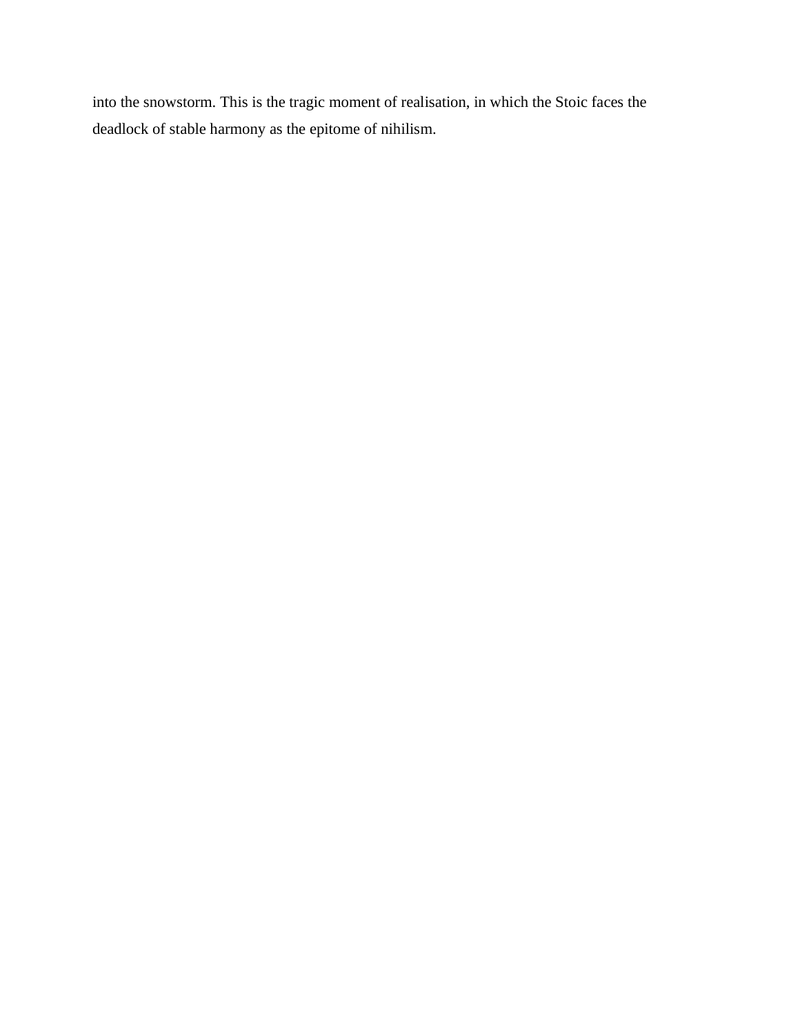into the snowstorm. This is the tragic moment of realisation, in which the Stoic faces the deadlock of stable harmony as the epitome of nihilism.